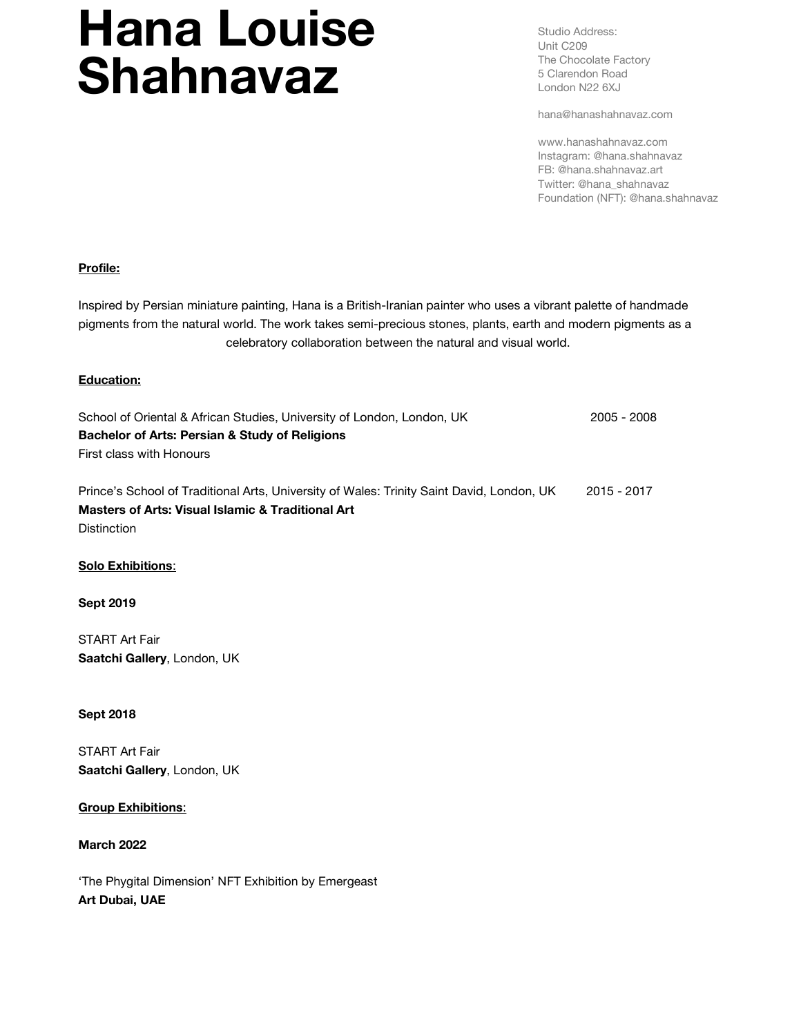# Hana Louise Shahnavaz

Studio Address:
Unit C209
The Chocolate Factory
5 Clarendon Road
London N22 6XJ

hana@hanashahnavaz.com

www.hanashahnavaz.com
Instagram: @hana.shahnavaz
FB: @hana.shahnavaz.art
Twitter: @hana_shahnavaz
Foundation (NFT): @hana.shahnavaz

**Profile:**

Inspired by Persian miniature painting, Hana is a British-Iranian painter who uses a vibrant palette of handmade pigments from the natural world. The work takes semi-precious stones, plants, earth and modern pigments as a celebratory collaboration between the natural and visual world.

**Education:**

School of Oriental & African Studies, University of London, London, UK — 2005 - 2008
**Bachelor of Arts: Persian & Study of Religions**
First class with Honours

Prince's School of Traditional Arts, University of Wales: Trinity Saint David, London, UK — 2015 - 2017
**Masters of Arts: Visual Islamic & Traditional Art**
Distinction

**Solo Exhibitions:**

**Sept 2019**

START Art Fair
**Saatchi Gallery**, London, UK

**Sept 2018**

START Art Fair
**Saatchi Gallery**, London, UK

**Group Exhibitions:**

**March 2022**

'The Phygital Dimension' NFT Exhibition by Emergeast
**Art Dubai, UAE**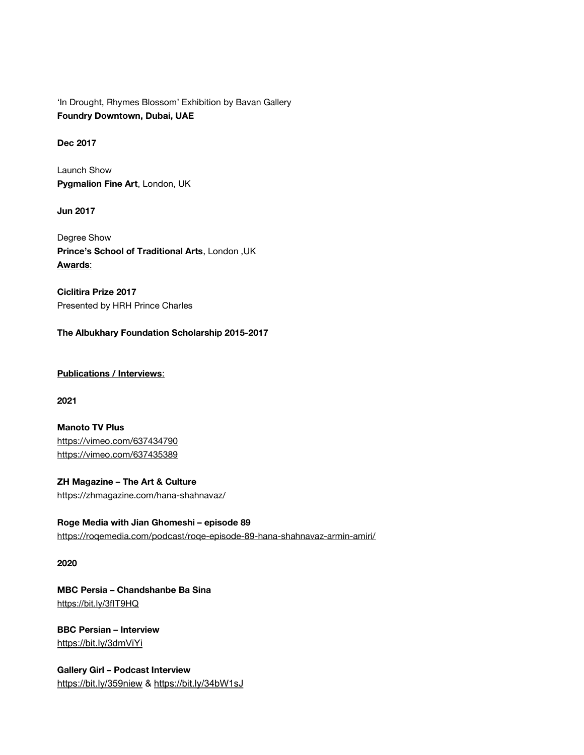'In Drought, Rhymes Blossom' Exhibition by Bavan Gallery
**Foundry Downtown, Dubai, UAE**

**Dec 2017**

Launch Show
**Pygmalion Fine Art**, London, UK

**Jun 2017**

Degree Show
**Prince's School of Traditional Arts**, London ,UK
**Awards**:

**Ciclitira Prize 2017**
Presented by HRH Prince Charles

**The Albukhary Foundation Scholarship 2015-2017**

**Publications / Interviews**:

**2021**

**Manoto TV Plus**
https://vimeo.com/637434790
https://vimeo.com/637435389

**ZH Magazine – The Art & Culture**
https://zhmagazine.com/hana-shahnavaz/

**Roge Media with Jian Ghomeshi – episode 89**
https://roqemedia.com/podcast/roqe-episode-89-hana-shahnavaz-armin-amiri/

**2020**

**MBC Persia – Chandshanbe Ba Sina**
https://bit.ly/3fIT9HQ

**BBC Persian – Interview**
https://bit.ly/3dmViYi

**Gallery Girl – Podcast Interview**
https://bit.ly/359niew & https://bit.ly/34bW1sJ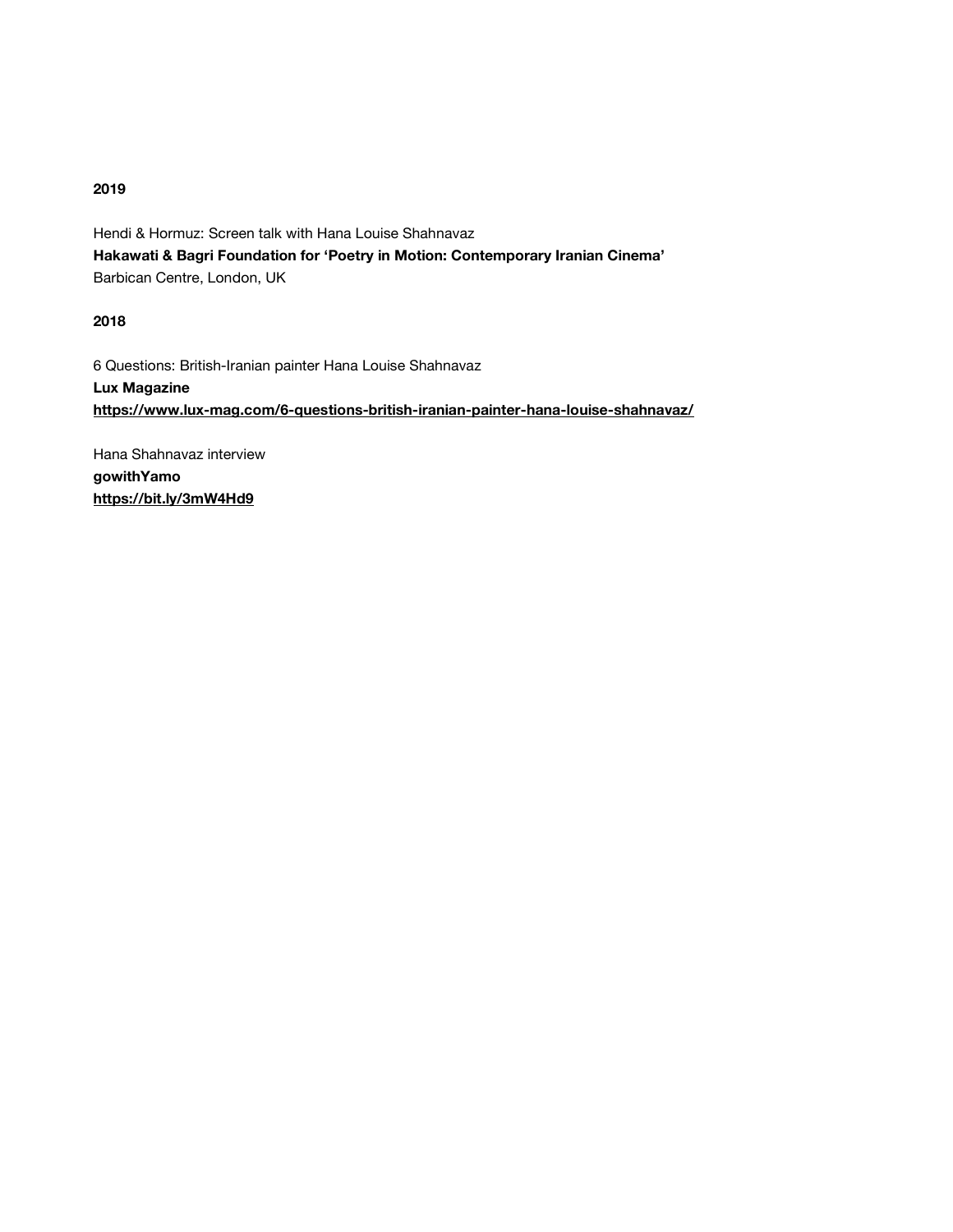**2019**

Hendi & Hormuz: Screen talk with Hana Louise Shahnavaz
**Hakawati & Bagri Foundation for 'Poetry in Motion: Contemporary Iranian Cinema'**
Barbican Centre, London, UK

**2018**

6 Questions: British-Iranian painter Hana Louise Shahnavaz
**Lux Magazine**
**https://www.lux-mag.com/6-questions-british-iranian-painter-hana-louise-shahnavaz/**

Hana Shahnavaz interview
**gowithYamo**
**https://bit.ly/3mW4Hd9**